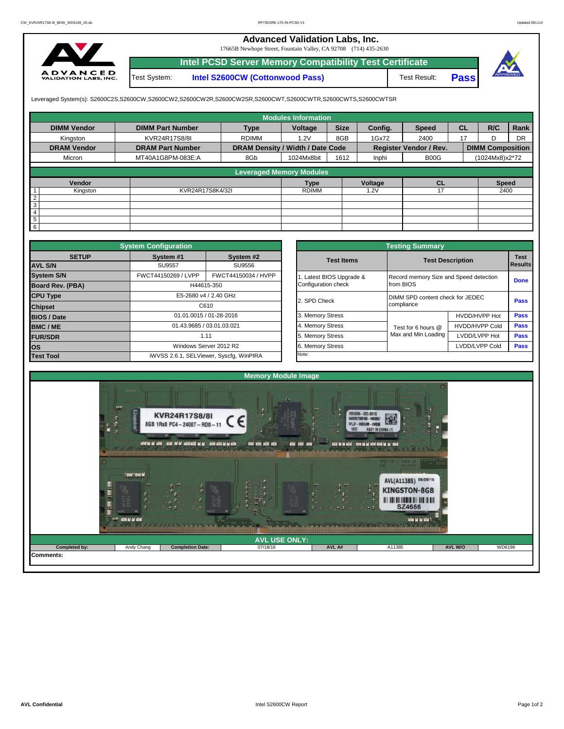# Advanced Validation Labs, Inc.

17665B Newhope Street, Fountain Valley, CA 92708 (714) 435-2630

## Intel PCSD Server Memory Compatibility Test Certificate

| Test System: | Intel S2600CW (Cottonwood Pass) | Test Result: | Pass |
|---|---|---|---|

Leveraged System(s): S2600C2S,S2600CW,S2600CW2,S2600CW2R,S2600CW2SR,S2600CWT,S2600CWTR,S2600CWTS,S2600CWTSR

### Modules Information

| DIMM Vendor | DIMM Part Number | Type | Voltage | Size | Config. | Speed | CL | R/C | Rank |
|---|---|---|---|---|---|---|---|---|---|
| Kingston | KVR24R17S8/8I | RDIMM | 1.2V | 8GB | 1Gx72 | 2400 | 17 | D | DR |
| **DRAM Vendor** | **DRAM Part Number** | **DRAM Density / Width / Date Code** | | | **Register Vendor / Rev.** | | **DIMM Composition** | | |
| Micron | MT40A1G8PM-083E:A | 8Gb | 1024Mx8bit | 1612 | Inphi | B00G | (1024Mx8)x2*72 | | |

### Leveraged Memory Modules

| | Vendor | | Type | Voltage | CL | Speed |
|---|---|---|---|---|---|---|
| 1 | Kingston | KVR24R17S8K4/32I | RDIMM | 1.2V | 17 | 2400 |
| 2 | | | | | | |
| 3 | | | | | | |
| 4 | | | | | | |
| 5 | | | | | | |
| 6 | | | | | | |

### System Configuration

| SETUP | System #1 | System #2 |
|---|---|---|
| AVL S/N | SU9557 | SU9556 |
| System S/N | FWCT44150269 / LVPP | FWCT44150034 / HVPP |
| Board Rev. (PBA) | H44615-350 | |
| CPU Type | E5-2680 v4 / 2.40 GHz | |
| Chipset | C610 | |
| BIOS / Date | 01.01.0015 / 01-28-2016 | |
| BMC / ME | 01.43.9685 / 03.01.03.021 | |
| FUR/SDR | 1.11 | |
| OS | Windows Server 2012 R2 | |
| Test Tool | iWVSS 2.6.1, SELViewer, Syscfg, WinPIRA | |

### Testing Summary

| Test Items | Test Description | | Test Results |
|---|---|---|---|
| 1. Latest BIOS Upgrade & Configuration check | Record memory Size and Speed detection from BIOS | | Done |
| 2. SPD Check | DIMM SPD content check for JEDEC compliance | | Pass |
| 3. Memory Stress | Test for 6 hours @ Max and Min Loading | HVDD/HVPP Hot | Pass |
| 4. Memory Stress | | HVDD/HVPP Cold | Pass |
| 5. Memory Stress | | LVDD/LVPP Hot | Pass |
| 6. Memory Stress | | LVDD/LVPP Cold | Pass |
| Note: | | | |

### Memory Module Image

### AVL USE ONLY:

| Completed by: | Andy Chang | Completion Date: | 07/18/16 | AVL A# | A11385 | AVL W/O | WD6196 |
|---|---|---|---|---|---|---|---|

**Comments:**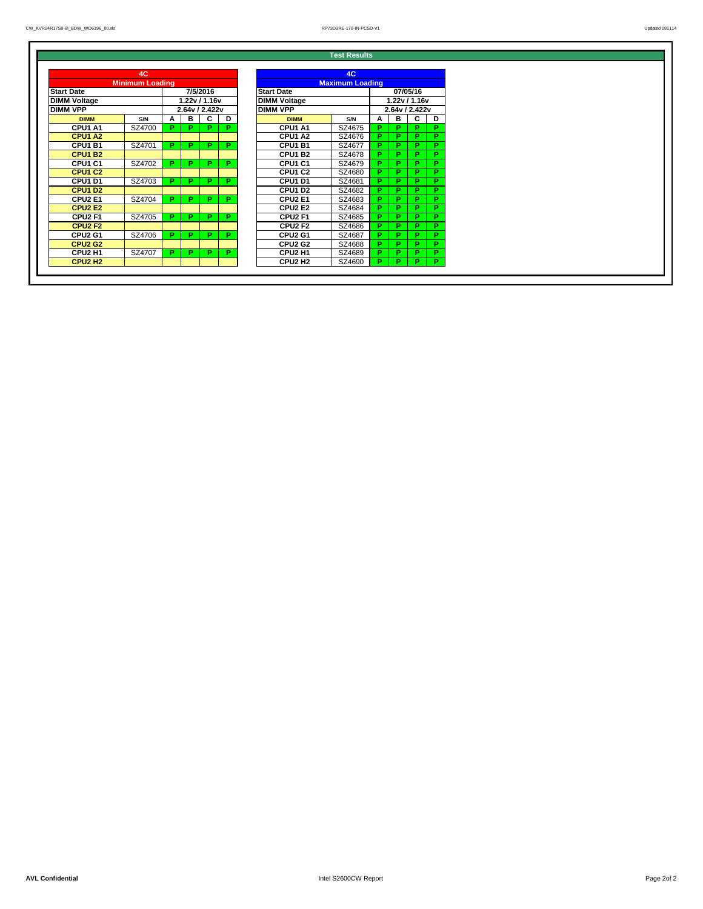## Test Results

| 4C Minimum Loading | | | | | |
|---|---|---|---|---|---|
| **Start Date** | | 7/5/2016 | | | |
| **DIMM Voltage** | | 1.22v / 1.16v | | | |
| **DIMM VPP** | | 2.64v / 2.422v | | | |
| **DIMM** | **S/N** | **A** | **B** | **C** | **D** |
| **CPU1 A1** | SZ4700 | P | P | P | P |
| **CPU1 A2** | | | | | |
| **CPU1 B1** | SZ4701 | P | P | P | P |
| **CPU1 B2** | | | | | |
| **CPU1 C1** | SZ4702 | P | P | P | P |
| **CPU1 C2** | | | | | |
| **CPU1 D1** | SZ4703 | P | P | P | P |
| **CPU1 D2** | | | | | |
| **CPU2 E1** | SZ4704 | P | P | P | P |
| **CPU2 E2** | | | | | |
| **CPU2 F1** | SZ4705 | P | P | P | P |
| **CPU2 F2** | | | | | |
| **CPU2 G1** | SZ4706 | P | P | P | P |
| **CPU2 G2** | | | | | |
| **CPU2 H1** | SZ4707 | P | P | P | P |
| **CPU2 H2** | | | | | |

| 4C Maximum Loading | | | | | |
|---|---|---|---|---|---|
| **Start Date** | | 07/05/16 | | | |
| **DIMM Voltage** | | 1.22v / 1.16v | | | |
| **DIMM VPP** | | 2.64v / 2.422v | | | |
| **DIMM** | **S/N** | **A** | **B** | **C** | **D** |
| **CPU1 A1** | SZ4675 | P | P | P | P |
| **CPU1 A2** | SZ4676 | P | P | P | P |
| **CPU1 B1** | SZ4677 | P | P | P | P |
| **CPU1 B2** | SZ4678 | P | P | P | P |
| **CPU1 C1** | SZ4679 | P | P | P | P |
| **CPU1 C2** | SZ4680 | P | P | P | P |
| **CPU1 D1** | SZ4681 | P | P | P | P |
| **CPU1 D2** | SZ4682 | P | P | P | P |
| **CPU2 E1** | SZ4683 | P | P | P | P |
| **CPU2 E2** | SZ4684 | P | P | P | P |
| **CPU2 F1** | SZ4685 | P | P | P | P |
| **CPU2 F2** | SZ4686 | P | P | P | P |
| **CPU2 G1** | SZ4687 | P | P | P | P |
| **CPU2 G2** | SZ4688 | P | P | P | P |
| **CPU2 H1** | SZ4689 | P | P | P | P |
| **CPU2 H2** | SZ4690 | P | P | P | P |